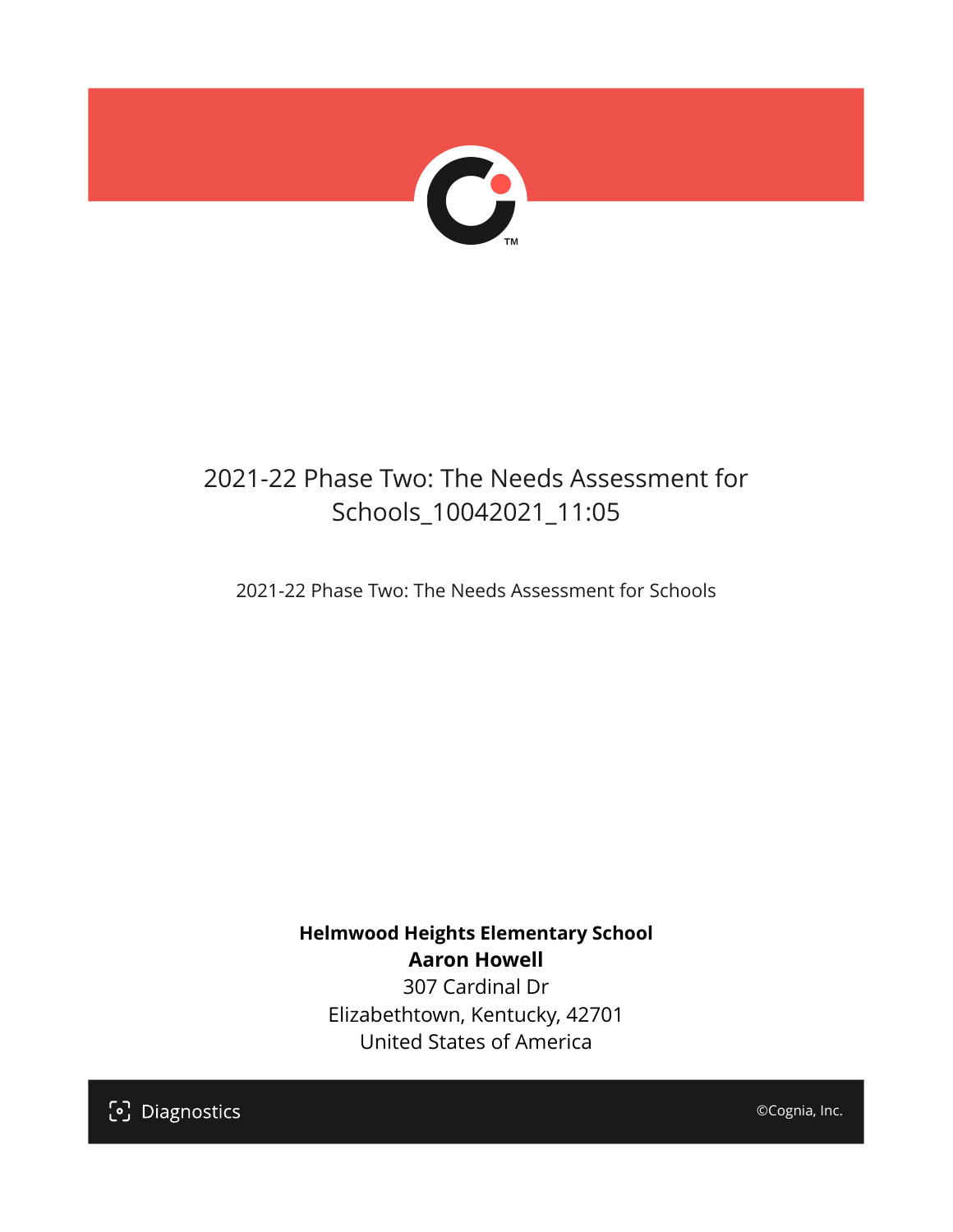# 2021-22 Phase Two: The Needs Assessment for Schools_10042021_11:05

2021-22 Phase Two: The Needs Assessment for Schools

**Helmwood Heights Elementary School**
**Aaron Howell**
307 Cardinal Dr
Elizabethtown, Kentucky, 42701
United States of America

Diagnostics

©Cognia, Inc.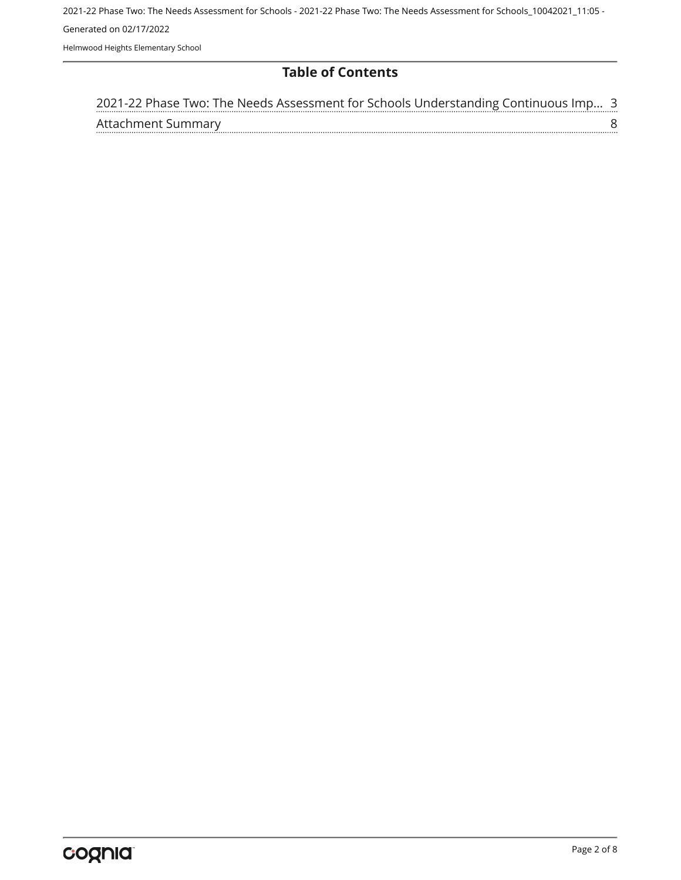# Table of Contents

| | |
|---|---|
| 2021-22 Phase Two: The Needs Assessment for Schools Understanding Continuous Imp... | 3 |
| Attachment Summary | 8 |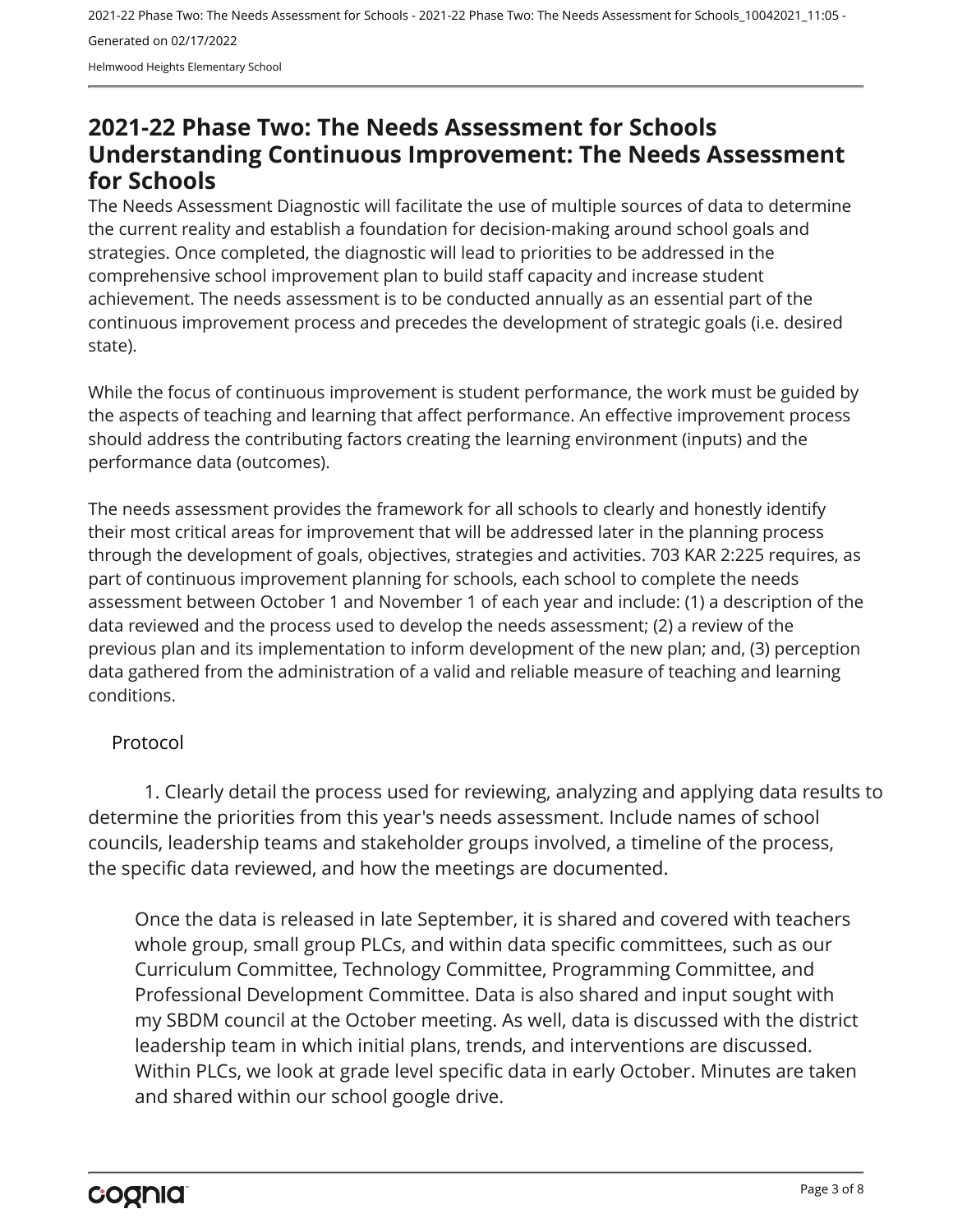# 2021-22 Phase Two: The Needs Assessment for Schools Understanding Continuous Improvement: The Needs Assessment for Schools

The Needs Assessment Diagnostic will facilitate the use of multiple sources of data to determine the current reality and establish a foundation for decision-making around school goals and strategies. Once completed, the diagnostic will lead to priorities to be addressed in the comprehensive school improvement plan to build staff capacity and increase student achievement. The needs assessment is to be conducted annually as an essential part of the continuous improvement process and precedes the development of strategic goals (i.e. desired state).

While the focus of continuous improvement is student performance, the work must be guided by the aspects of teaching and learning that affect performance. An effective improvement process should address the contributing factors creating the learning environment (inputs) and the performance data (outcomes).

The needs assessment provides the framework for all schools to clearly and honestly identify their most critical areas for improvement that will be addressed later in the planning process through the development of goals, objectives, strategies and activities. 703 KAR 2:225 requires, as part of continuous improvement planning for schools, each school to complete the needs assessment between October 1 and November 1 of each year and include: (1) a description of the data reviewed and the process used to develop the needs assessment; (2) a review of the previous plan and its implementation to inform development of the new plan; and, (3) perception data gathered from the administration of a valid and reliable measure of teaching and learning conditions.

## Protocol

1. Clearly detail the process used for reviewing, analyzing and applying data results to determine the priorities from this year's needs assessment. Include names of school councils, leadership teams and stakeholder groups involved, a timeline of the process, the specific data reviewed, and how the meetings are documented.

Once the data is released in late September, it is shared and covered with teachers whole group, small group PLCs, and within data specific committees, such as our Curriculum Committee, Technology Committee, Programming Committee, and Professional Development Committee. Data is also shared and input sought with my SBDM council at the October meeting. As well, data is discussed with the district leadership team in which initial plans, trends, and interventions are discussed. Within PLCs, we look at grade level specific data in early October. Minutes are taken and shared within our school google drive.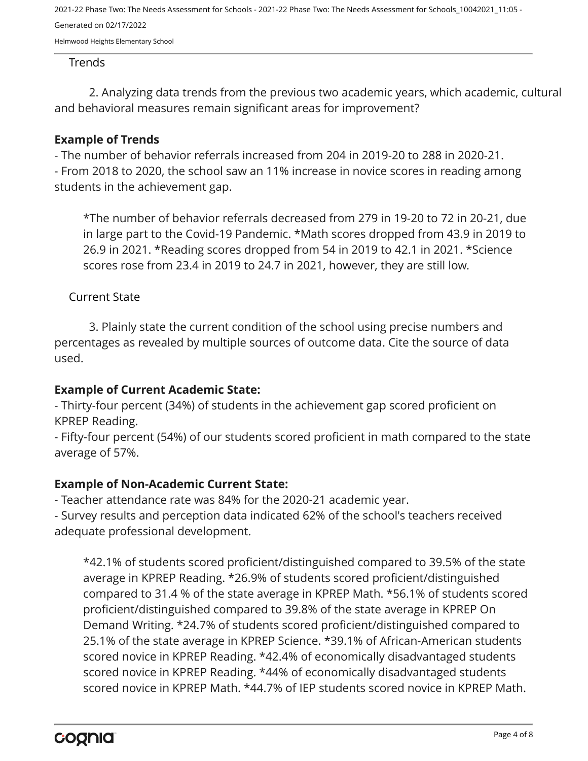Trends

2. Analyzing data trends from the previous two academic years, which academic, cultural and behavioral measures remain significant areas for improvement?

**Example of Trends**

- The number of behavior referrals increased from 204 in 2019-20 to 288 in 2020-21.
- From 2018 to 2020, the school saw an 11% increase in novice scores in reading among students in the achievement gap.

*The number of behavior referrals decreased from 279 in 19-20 to 72 in 20-21, due in large part to the Covid-19 Pandemic. *Math scores dropped from 43.9 in 2019 to 26.9 in 2021. *Reading scores dropped from 54 in 2019 to 42.1 in 2021. *Science scores rose from 23.4 in 2019 to 24.7 in 2021, however, they are still low.

Current State

3. Plainly state the current condition of the school using precise numbers and percentages as revealed by multiple sources of outcome data. Cite the source of data used.

**Example of Current Academic State:**

- Thirty-four percent (34%) of students in the achievement gap scored proficient on KPREP Reading.
- Fifty-four percent (54%) of our students scored proficient in math compared to the state average of 57%.

**Example of Non-Academic Current State:**

- Teacher attendance rate was 84% for the 2020-21 academic year.
- Survey results and perception data indicated 62% of the school's teachers received adequate professional development.

*42.1% of students scored proficient/distinguished compared to 39.5% of the state average in KPREP Reading. *26.9% of students scored proficient/distinguished compared to 31.4 % of the state average in KPREP Math. *56.1% of students scored proficient/distinguished compared to 39.8% of the state average in KPREP On Demand Writing. *24.7% of students scored proficient/distinguished compared to 25.1% of the state average in KPREP Science. *39.1% of African-American students scored novice in KPREP Reading. *42.4% of economically disadvantaged students scored novice in KPREP Reading. *44% of economically disadvantaged students scored novice in KPREP Math. *44.7% of IEP students scored novice in KPREP Math.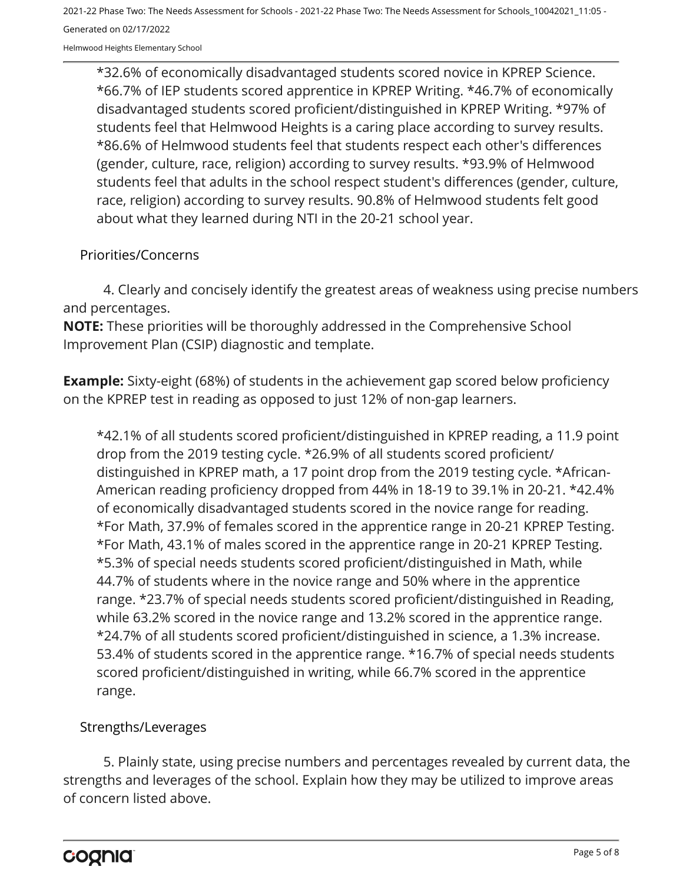*32.6% of economically disadvantaged students scored novice in KPREP Science. *66.7% of IEP students scored apprentice in KPREP Writing. *46.7% of economically disadvantaged students scored proficient/distinguished in KPREP Writing. *97% of students feel that Helmwood Heights is a caring place according to survey results. *86.6% of Helmwood students feel that students respect each other's differences (gender, culture, race, religion) according to survey results. *93.9% of Helmwood students feel that adults in the school respect student's differences (gender, culture, race, religion) according to survey results. 90.8% of Helmwood students felt good about what they learned during NTI in the 20-21 school year.

## Priorities/Concerns

4. Clearly and concisely identify the greatest areas of weakness using precise numbers and percentages.

**NOTE:** These priorities will be thoroughly addressed in the Comprehensive School Improvement Plan (CSIP) diagnostic and template.

**Example:** Sixty-eight (68%) of students in the achievement gap scored below proficiency on the KPREP test in reading as opposed to just 12% of non-gap learners.

*42.1% of all students scored proficient/distinguished in KPREP reading, a 11.9 point drop from the 2019 testing cycle. *26.9% of all students scored proficient/ distinguished in KPREP math, a 17 point drop from the 2019 testing cycle. *African-American reading proficiency dropped from 44% in 18-19 to 39.1% in 20-21. *42.4% of economically disadvantaged students scored in the novice range for reading. *For Math, 37.9% of females scored in the apprentice range in 20-21 KPREP Testing. *For Math, 43.1% of males scored in the apprentice range in 20-21 KPREP Testing. *5.3% of special needs students scored proficient/distinguished in Math, while 44.7% of students where in the novice range and 50% where in the apprentice range. *23.7% of special needs students scored proficient/distinguished in Reading, while 63.2% scored in the novice range and 13.2% scored in the apprentice range. *24.7% of all students scored proficient/distinguished in science, a 1.3% increase. 53.4% of students scored in the apprentice range. *16.7% of special needs students scored proficient/distinguished in writing, while 66.7% scored in the apprentice range.

## Strengths/Leverages

5. Plainly state, using precise numbers and percentages revealed by current data, the strengths and leverages of the school. Explain how they may be utilized to improve areas of concern listed above.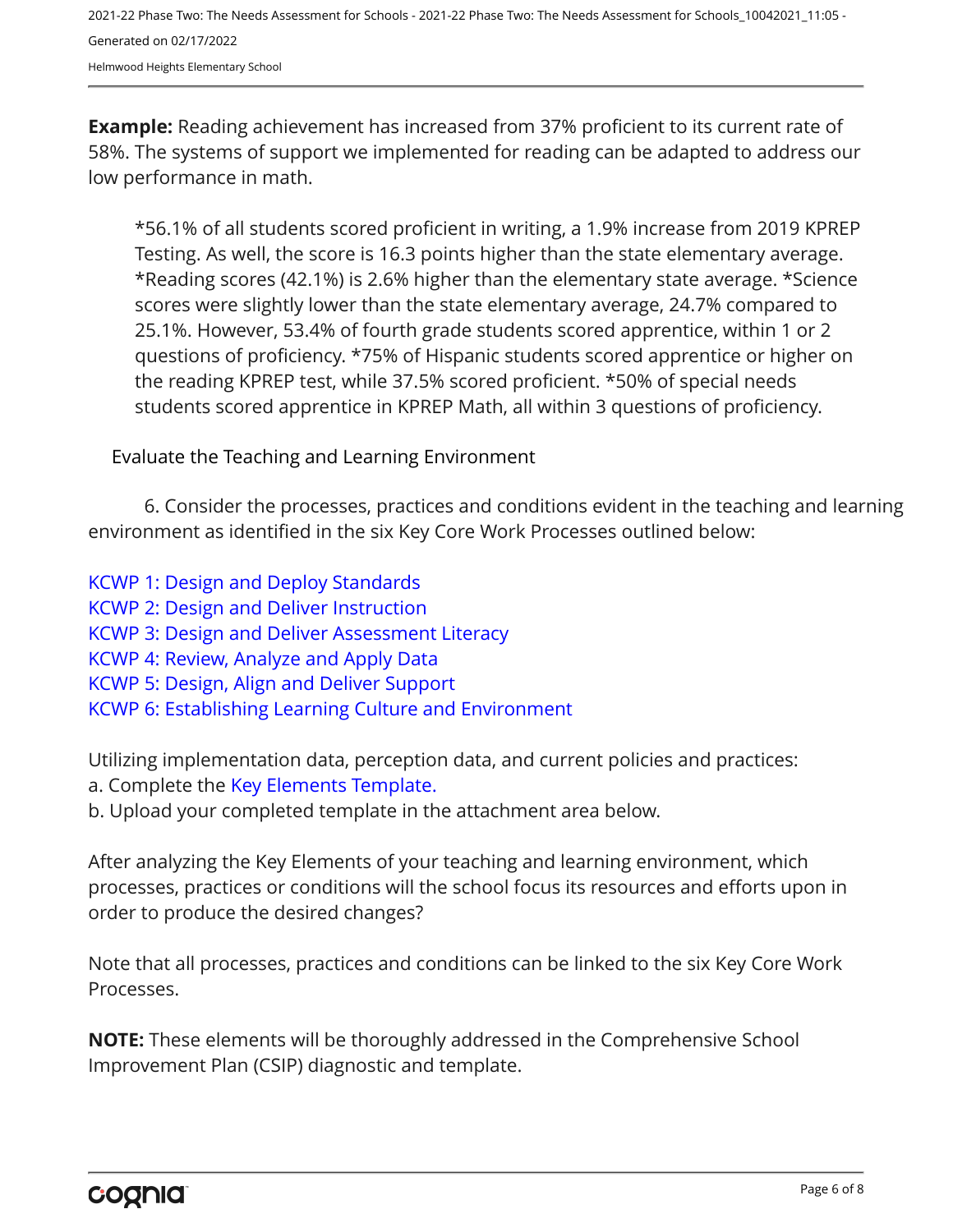**Example:** Reading achievement has increased from 37% proficient to its current rate of 58%. The systems of support we implemented for reading can be adapted to address our low performance in math.

> *56.1% of all students scored proficient in writing, a 1.9% increase from 2019 KPREP Testing. As well, the score is 16.3 points higher than the state elementary average. *Reading scores (42.1%) is 2.6% higher than the elementary state average. *Science scores were slightly lower than the state elementary average, 24.7% compared to 25.1%. However, 53.4% of fourth grade students scored apprentice, within 1 or 2 questions of proficiency. *75% of Hispanic students scored apprentice or higher on the reading KPREP test, while 37.5% scored proficient. *50% of special needs students scored apprentice in KPREP Math, all within 3 questions of proficiency.

Evaluate the Teaching and Learning Environment

6. Consider the processes, practices and conditions evident in the teaching and learning environment as identified in the six Key Core Work Processes outlined below:

KCWP 1: Design and Deploy Standards
KCWP 2: Design and Deliver Instruction
KCWP 3: Design and Deliver Assessment Literacy
KCWP 4: Review, Analyze and Apply Data
KCWP 5: Design, Align and Deliver Support
KCWP 6: Establishing Learning Culture and Environment

Utilizing implementation data, perception data, and current policies and practices:
a. Complete the Key Elements Template.
b. Upload your completed template in the attachment area below.

After analyzing the Key Elements of your teaching and learning environment, which processes, practices or conditions will the school focus its resources and efforts upon in order to produce the desired changes?

Note that all processes, practices and conditions can be linked to the six Key Core Work Processes.

**NOTE:** These elements will be thoroughly addressed in the Comprehensive School Improvement Plan (CSIP) diagnostic and template.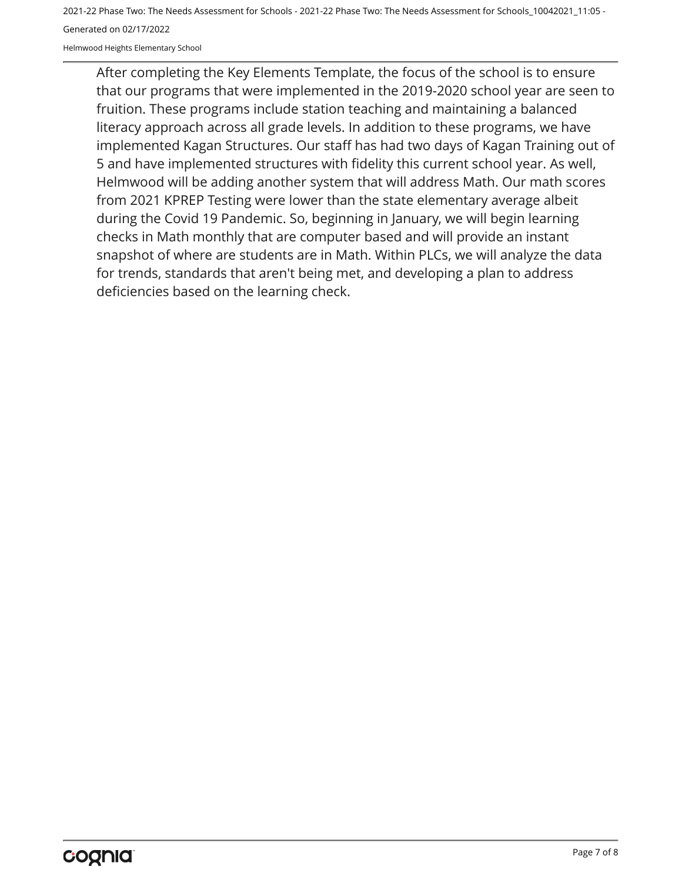After completing the Key Elements Template, the focus of the school is to ensure that our programs that were implemented in the 2019-2020 school year are seen to fruition. These programs include station teaching and maintaining a balanced literacy approach across all grade levels. In addition to these programs, we have implemented Kagan Structures. Our staff has had two days of Kagan Training out of 5 and have implemented structures with fidelity this current school year. As well, Helmwood will be adding another system that will address Math. Our math scores from 2021 KPREP Testing were lower than the state elementary average albeit during the Covid 19 Pandemic. So, beginning in January, we will begin learning checks in Math monthly that are computer based and will provide an instant snapshot of where are students are in Math. Within PLCs, we will analyze the data for trends, standards that aren't being met, and developing a plan to address deficiencies based on the learning check.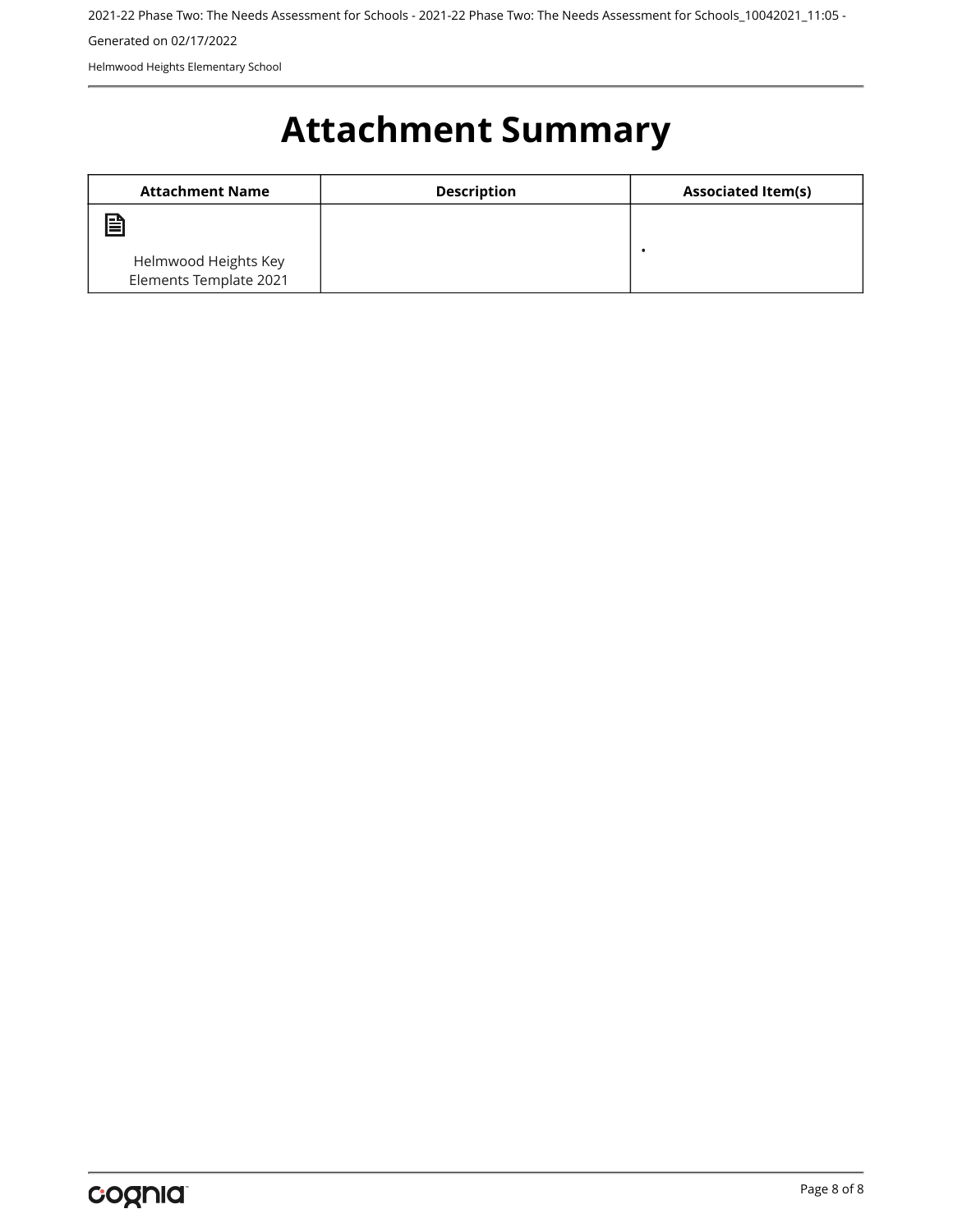# Attachment Summary

| Attachment Name | Description | Associated Item(s) |
| --- | --- | --- |
| Helmwood Heights Key Elements Template 2021 | | • |